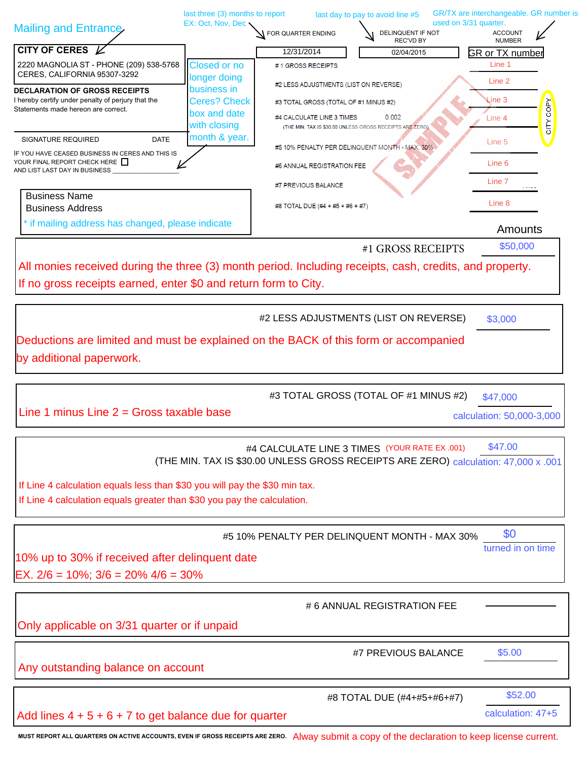Mailing and Entrance

last three (3) months to report
EX: Oct, Nov, Dec

last day to pay to avoid line #5

GR/TX are interchangeable. GR number is used on 3/31 quarter.

**CITY OF CERES**
2220 MAGNOLIA ST - PHONE (209) 538-5768
CERES, CALIFORNIA 95307-3292

| FOR QUARTER ENDING | DELINQUENT IF NOT REC'VD BY | ACCOUNT NUMBER |
|---|---|---|
| 12/31/2014 | 02/04/2015 | GR or TX number |

**DECLARATION OF GROSS RECEIPTS**
I hereby certify under penalty of perjury that the Statements made hereon are correct.

SIGNATURE REQUIRED DATE

IF YOU HAVE CEASED BUSINESS IN CERES AND THIS IS YOUR FINAL REPORT CHECK HERE ☐
AND LIST LAST DAY IN BUSINESS ___________________

Closed or no longer doing business in Ceres? Check box and date with closing month & year.

| | |
|---|---|
| # 1 GROSS RECEIPTS | Line 1 |
| #2 LESS ADJUSTMENTS (LIST ON REVERSE) | Line 2 |
| #3 TOTAL GROSS (TOTAL OF #1 MINUS #2) | Line 3 |
| #4 CALCULATE LINE 3 TIMES 0.002 (THE MIN. TAX IS $30.00 UNLESS GROSS RECEIPTS ARE ZERO) | Line 4 |
| #5 10% PENALTY PER DELINQUENT MONTH - MAX. 30% | Line 5 |
| #6 ANNUAL REGISTRATION FEE | Line 6 |
| #7 PREVIOUS BALANCE | Line 7 |
| #8 TOTAL DUE (#4 + #5 + #6 + #7) | Line 8 |

CITY COPY

SAMPLE

Business Name
Business Address
* if mailing address has changed, please indicate

**Amounts**

**#1 GROSS RECEIPTS** — $50,000

All monies received during the three (3) month period. Including receipts, cash, credits, and property.
If no gross receipts earned, enter $0 and return form to City.

**#2 LESS ADJUSTMENTS (LIST ON REVERSE)** — $3,000

Deductions are limited and must be explained on the BACK of this form or accompanied by additional paperwork.

**#3 TOTAL GROSS (TOTAL OF #1 MINUS #2)** — $47,000

Line 1 minus Line 2 = Gross taxable base

calculation: 50,000-3,000

**#4 CALCULATE LINE 3 TIMES** (YOUR RATE EX .001) — $47.00
(THE MIN. TAX IS $30.00 UNLESS GROSS RECEIPTS ARE ZERO) calculation: 47,000 x .001

If Line 4 calculation equals less than $30 you will pay the $30 min tax.
If Line 4 calculation equals greater than $30 you pay the calculation.

**#5 10% PENALTY PER DELINQUENT MONTH - MAX 30%** — $0
turned in on time

10% up to 30% if received after delinquent date
EX. 2/6 = 10%; 3/6 = 20% 4/6 = 30%

**# 6 ANNUAL REGISTRATION FEE** — ________

Only applicable on 3/31 quarter or if unpaid

**#7 PREVIOUS BALANCE** — $5.00

Any outstanding balance on account

**#8 TOTAL DUE (#4+#5+#6+#7)** — $52.00
calculation: 47+5

Add lines 4 + 5 + 6 + 7 to get balance due for quarter

MUST REPORT ALL QUARTERS ON ACTIVE ACCOUNTS, EVEN IF GROSS RECEIPTS ARE ZERO. Alway submit a copy of the declaration to keep license current.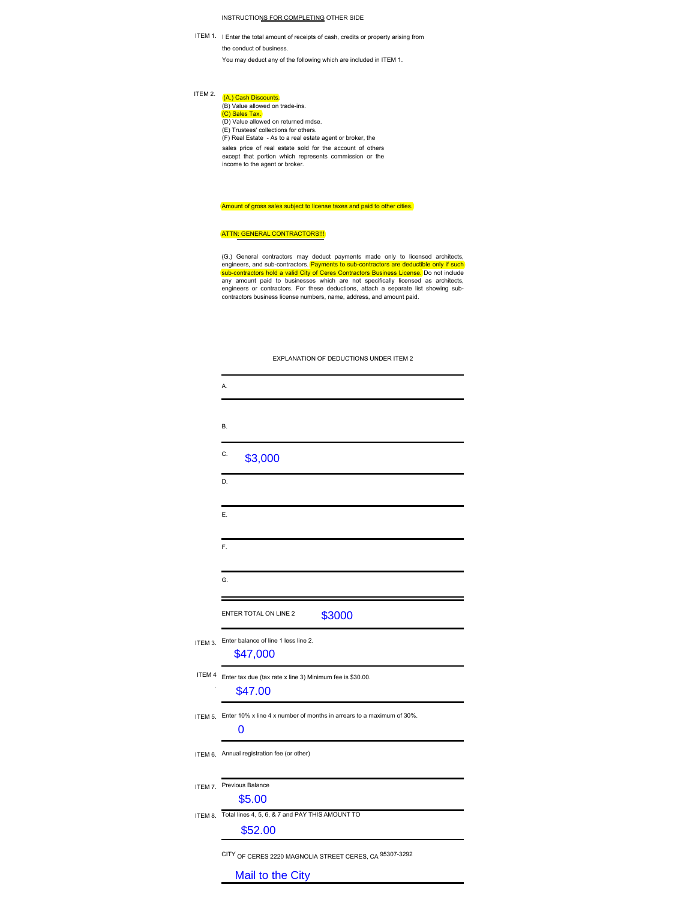INSTRUCTIONS FOR COMPLETING OTHER SIDE

ITEM 1. I Enter the total amount of receipts of cash, credits or property arising from the conduct of business.

You may deduct any of the following which are included in ITEM 1.

ITEM 2.
(A.) Cash Discounts.
(B) Value allowed on trade-ins.
(C) Sales Tax.
(D) Value allowed on returned mdse.
(E) Trustees' collections for others.
(F) Real Estate - As to a real estate agent or broker, the sales price of real estate sold for the account of others except that portion which represents commission or the income to the agent or broker.

Amount of gross sales subject to license taxes and paid to other cities.

ATTN: GENERAL CONTRACTORS!!!

(G.) General contractors may deduct payments made only to licensed architects, engineers, and sub-contractors. Payments to sub-contractors are deductible only if such sub-contractors hold a valid City of Ceres Contractors Business License. Do not include any amount paid to businesses which are not specifically licensed as architects, engineers or contractors. For these deductions, attach a separate list showing sub-contractors business license numbers, name, address, and amount paid.

EXPLANATION OF DEDUCTIONS UNDER ITEM 2

A.

B.

C. $3,000

D.

E.

F.

G.

ENTER TOTAL ON LINE 2 $3000

ITEM 3. Enter balance of line 1 less line 2.
$47,000

ITEM 4. Enter tax due (tax rate x line 3) Minimum fee is $30.00.
$47.00

ITEM 5. Enter 10% x line 4 x number of months in arrears to a maximum of 30%.
0

ITEM 6. Annual registration fee (or other)

ITEM 7. Previous Balance
$5.00

ITEM 8. Total lines 4, 5, 6, & 7 and PAY THIS AMOUNT TO
$52.00

CITY OF CERES 2220 MAGNOLIA STREET CERES, CA 95307-3292

Mail to the City